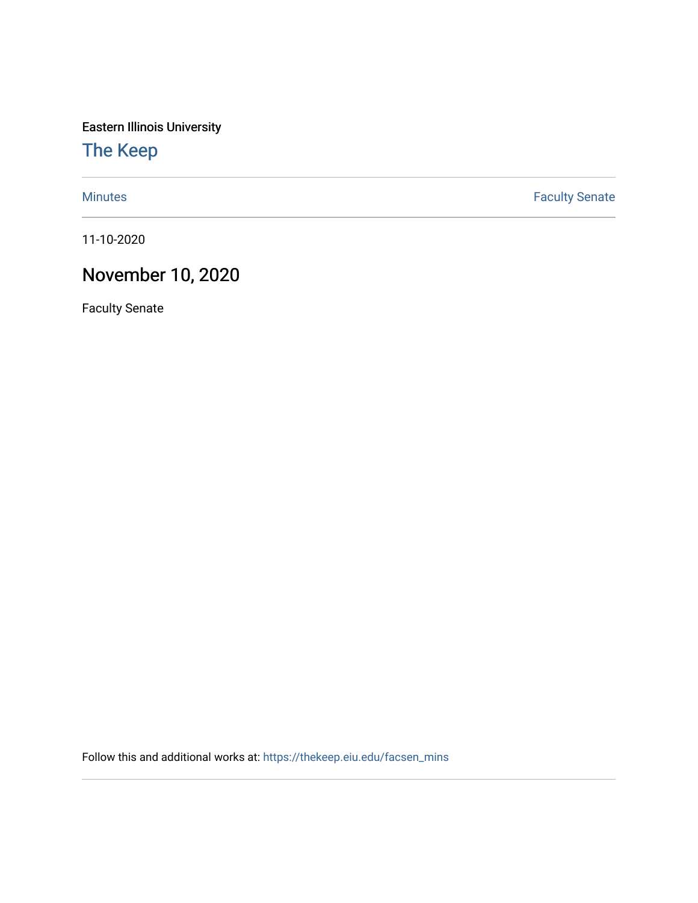Eastern Illinois University

## The Keep

Minutes | Faculty Senate

11-10-2020

# November 10, 2020

Faculty Senate

Follow this and additional works at: https://thekeep.eiu.edu/facsen_mins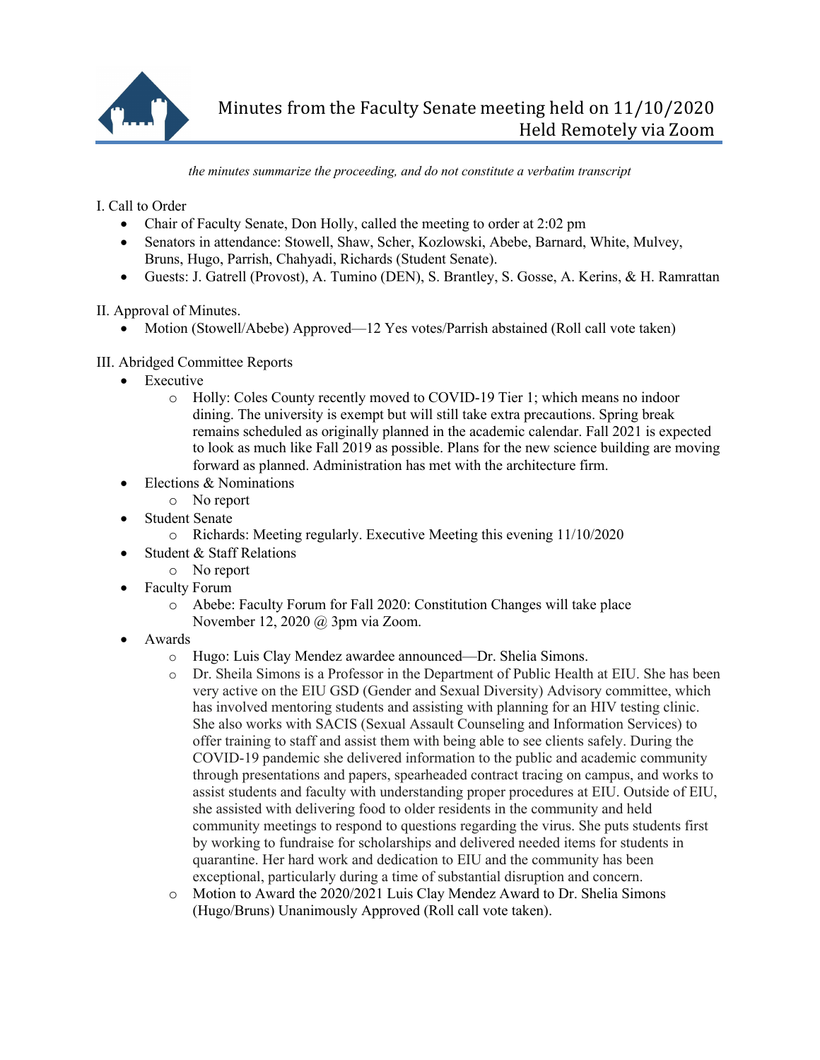# Minutes from the Faculty Senate meeting held on 11/10/2020
## Held Remotely via Zoom

*the minutes summarize the proceeding, and do not constitute a verbatim transcript*

I. Call to Order

- Chair of Faculty Senate, Don Holly, called the meeting to order at 2:02 pm
- Senators in attendance: Stowell, Shaw, Scher, Kozlowski, Abebe, Barnard, White, Mulvey, Bruns, Hugo, Parrish, Chahyadi, Richards (Student Senate).
- Guests: J. Gatrell (Provost), A. Tumino (DEN), S. Brantley, S. Gosse, A. Kerins, & H. Ramrattan

II. Approval of Minutes.

- Motion (Stowell/Abebe) Approved—12 Yes votes/Parrish abstained (Roll call vote taken)

III. Abridged Committee Reports

- Executive
  - Holly: Coles County recently moved to COVID-19 Tier 1; which means no indoor dining. The university is exempt but will still take extra precautions. Spring break remains scheduled as originally planned in the academic calendar. Fall 2021 is expected to look as much like Fall 2019 as possible. Plans for the new science building are moving forward as planned. Administration has met with the architecture firm.
- Elections & Nominations
  - No report
- Student Senate
  - Richards: Meeting regularly. Executive Meeting this evening 11/10/2020
- Student & Staff Relations
  - No report
- Faculty Forum
  - Abebe: Faculty Forum for Fall 2020: Constitution Changes will take place November 12, 2020 @ 3pm via Zoom.
- Awards
  - Hugo: Luis Clay Mendez awardee announced—Dr. Shelia Simons.
  - Dr. Sheila Simons is a Professor in the Department of Public Health at EIU. She has been very active on the EIU GSD (Gender and Sexual Diversity) Advisory committee, which has involved mentoring students and assisting with planning for an HIV testing clinic. She also works with SACIS (Sexual Assault Counseling and Information Services) to offer training to staff and assist them with being able to see clients safely. During the COVID-19 pandemic she delivered information to the public and academic community through presentations and papers, spearheaded contract tracing on campus, and works to assist students and faculty with understanding proper procedures at EIU. Outside of EIU, she assisted with delivering food to older residents in the community and held community meetings to respond to questions regarding the virus. She puts students first by working to fundraise for scholarships and delivered needed items for students in quarantine. Her hard work and dedication to EIU and the community has been exceptional, particularly during a time of substantial disruption and concern.
  - Motion to Award the 2020/2021 Luis Clay Mendez Award to Dr. Shelia Simons (Hugo/Bruns) Unanimously Approved (Roll call vote taken).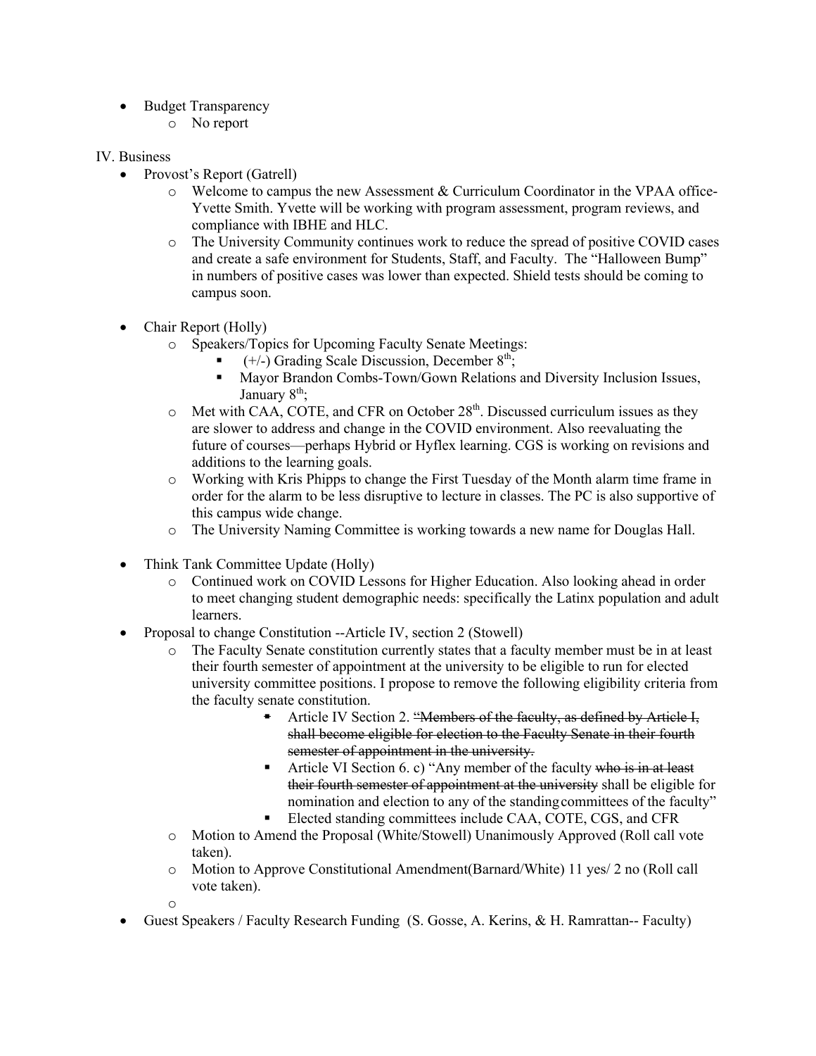- Budget Transparency
    - No report

IV. Business

- Provost's Report (Gatrell)
    - Welcome to campus the new Assessment & Curriculum Coordinator in the VPAA office- Yvette Smith. Yvette will be working with program assessment, program reviews, and compliance with IBHE and HLC.
    - The University Community continues work to reduce the spread of positive COVID cases and create a safe environment for Students, Staff, and Faculty. The "Halloween Bump" in numbers of positive cases was lower than expected. Shield tests should be coming to campus soon.

- Chair Report (Holly)
    - Speakers/Topics for Upcoming Faculty Senate Meetings:
        - (+/-) Grading Scale Discussion, December 8th;
        - Mayor Brandon Combs-Town/Gown Relations and Diversity Inclusion Issues, January 8th;
    - Met with CAA, COTE, and CFR on October 28th. Discussed curriculum issues as they are slower to address and change in the COVID environment. Also reevaluating the future of courses—perhaps Hybrid or Hyflex learning. CGS is working on revisions and additions to the learning goals.
    - Working with Kris Phipps to change the First Tuesday of the Month alarm time frame in order for the alarm to be less disruptive to lecture in classes. The PC is also supportive of this campus wide change.
    - The University Naming Committee is working towards a new name for Douglas Hall.

- Think Tank Committee Update (Holly)
    - Continued work on COVID Lessons for Higher Education. Also looking ahead in order to meet changing student demographic needs: specifically the Latinx population and adult learners.
- Proposal to change Constitution --Article IV, section 2 (Stowell)
    - The Faculty Senate constitution currently states that a faculty member must be in at least their fourth semester of appointment at the university to be eligible to run for elected university committee positions. I propose to remove the following eligibility criteria from the faculty senate constitution.
        - Article IV Section 2. ~~"Members of the faculty, as defined by Article I, shall become eligible for election to the Faculty Senate in their fourth semester of appointment in the university.~~
        - Article VI Section 6. c) "Any member of the faculty ~~who is in at least their fourth semester of appointment at the university~~ shall be eligible for nomination and election to any of the standing committees of the faculty"
        - Elected standing committees include CAA, COTE, CGS, and CFR
    - Motion to Amend the Proposal (White/Stowell) Unanimously Approved (Roll call vote taken).
    - Motion to Approve Constitutional Amendment(Barnard/White) 11 yes/ 2 no (Roll call vote taken).
    - 
- Guest Speakers / Faculty Research Funding (S. Gosse, A. Kerins, & H. Ramrattan-- Faculty)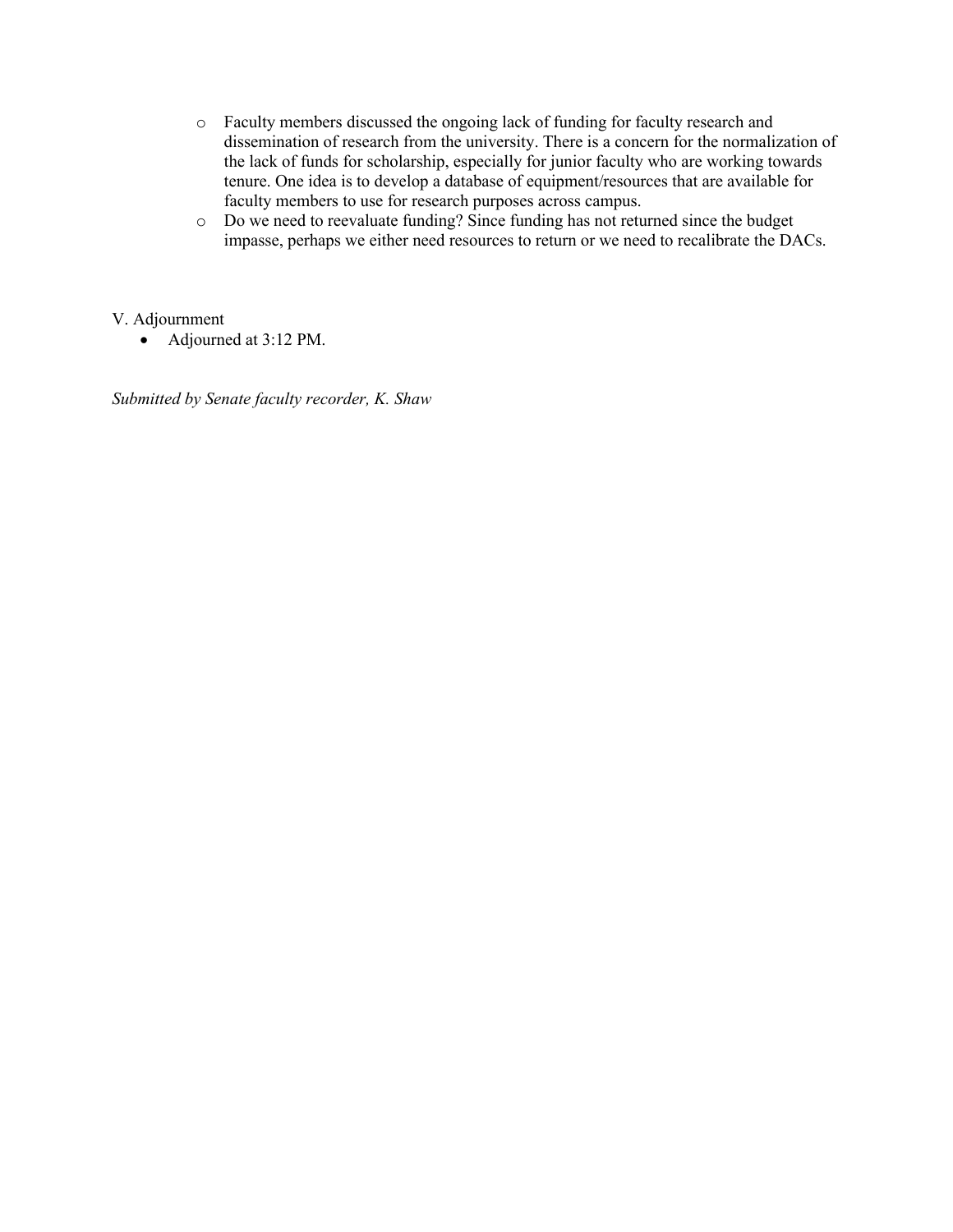- Faculty members discussed the ongoing lack of funding for faculty research and dissemination of research from the university. There is a concern for the normalization of the lack of funds for scholarship, especially for junior faculty who are working towards tenure. One idea is to develop a database of equipment/resources that are available for faculty members to use for research purposes across campus.
  - Do we need to reevaluate funding? Since funding has not returned since the budget impasse, perhaps we either need resources to return or we need to recalibrate the DACs.

V. Adjournment

- Adjourned at 3:12 PM.

*Submitted by Senate faculty recorder, K. Shaw*